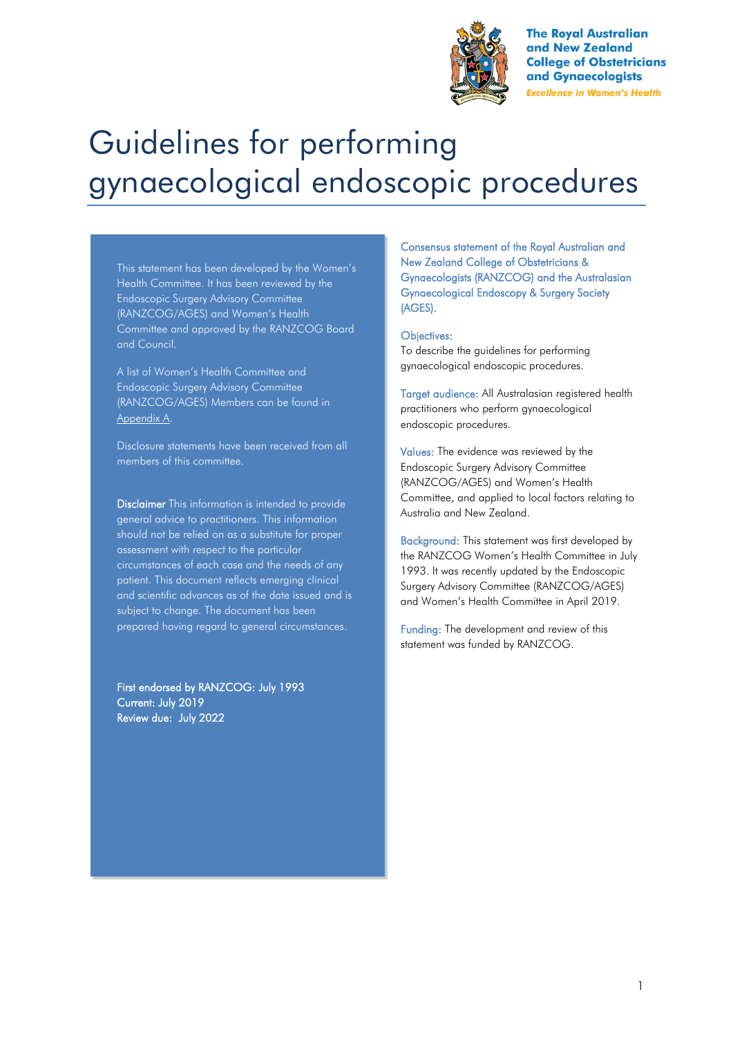The Royal Australian and New Zealand College of Obstetricians and Gynaecologists

*Excellence in Women's Health*

# Guidelines for performing gynaecological endoscopic procedures

This statement has been developed by the Women's Health Committee. It has been reviewed by the Endoscopic Surgery Advisory Committee (RANZCOG/AGES) and Women's Health Committee and approved by the RANZCOG Board and Council.

A list of Women's Health Committee and Endoscopic Surgery Advisory Committee (RANZCOG/AGES) Members can be found in Appendix A.

Disclosure statements have been received from all members of this committee.

**Disclaimer** This information is intended to provide general advice to practitioners. This information should not be relied on as a substitute for proper assessment with respect to the particular circumstances of each case and the needs of any patient. This document reflects emerging clinical and scientific advances as of the date issued and is subject to change. The document has been prepared having regard to general circumstances.

First endorsed by RANZCOG: July 1993
Current: July 2019
Review due: July 2022

Consensus statement of the Royal Australian and New Zealand College of Obstetricians & Gynaecologists (RANZCOG) and the Australasian Gynaecological Endoscopy & Surgery Society (AGES).

**Objectives:**
To describe the guidelines for performing gynaecological endoscopic procedures.

**Target audience:** All Australasian registered health practitioners who perform gynaecological endoscopic procedures.

**Values:** The evidence was reviewed by the Endoscopic Surgery Advisory Committee (RANZCOG/AGES) and Women's Health Committee, and applied to local factors relating to Australia and New Zealand.

**Background:** This statement was first developed by the RANZCOG Women's Health Committee in July 1993. It was recently updated by the Endoscopic Surgery Advisory Committee (RANZCOG/AGES) and Women's Health Committee in April 2019.

**Funding:** The development and review of this statement was funded by RANZCOG.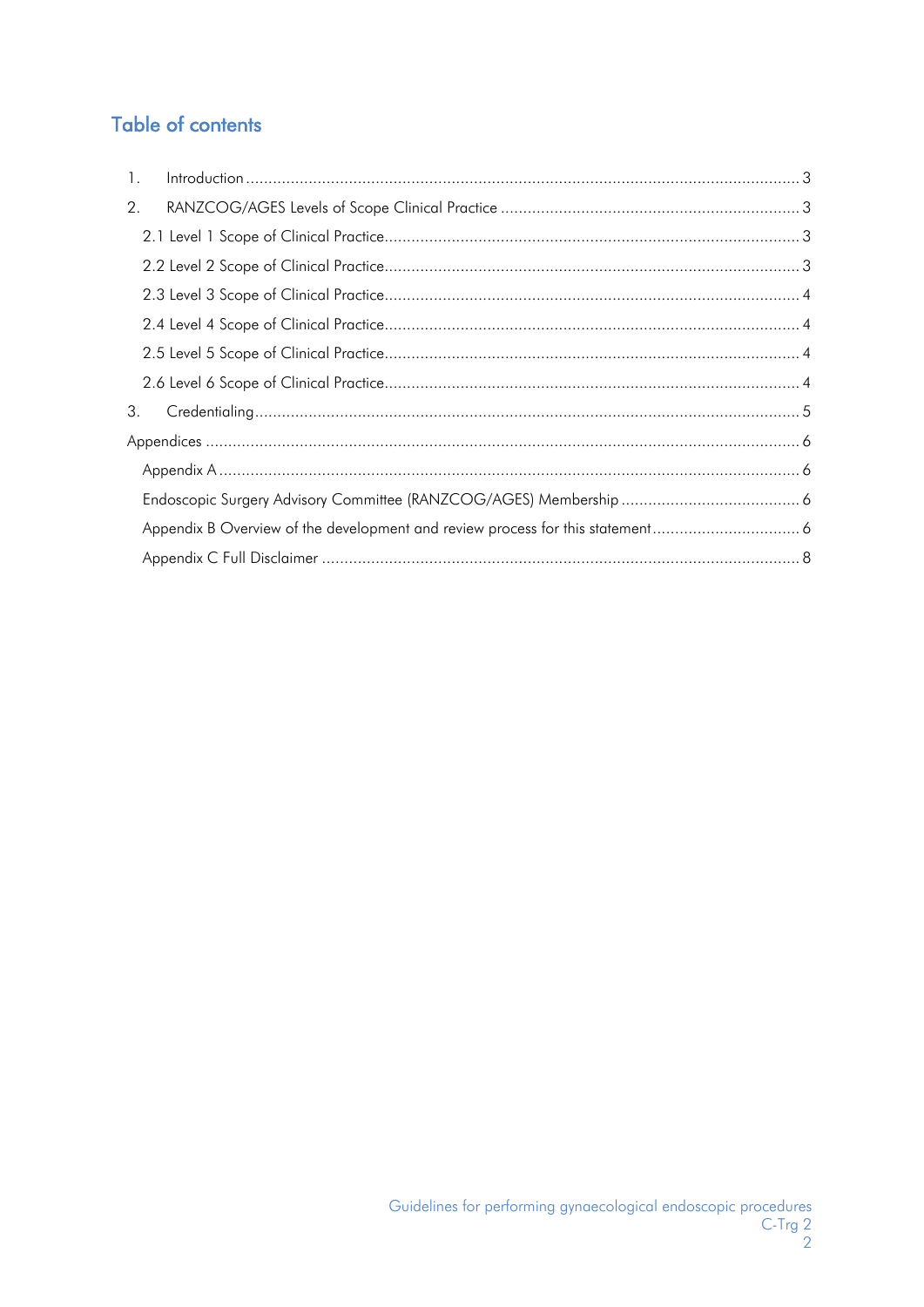## Table of contents

1. Introduction ..... 3
2. RANZCOG/AGES Levels of Scope Clinical Practice ..... 3
   - 2.1 Level 1 Scope of Clinical Practice ..... 3
   - 2.2 Level 2 Scope of Clinical Practice ..... 3
   - 2.3 Level 3 Scope of Clinical Practice ..... 4
   - 2.4 Level 4 Scope of Clinical Practice ..... 4
   - 2.5 Level 5 Scope of Clinical Practice ..... 4
   - 2.6 Level 6 Scope of Clinical Practice ..... 4
3. Credentialing ..... 5

Appendices ..... 6
- Appendix A ..... 6
- Endoscopic Surgery Advisory Committee (RANZCOG/AGES) Membership ..... 6
- Appendix B Overview of the development and review process for this statement ..... 6
- Appendix C Full Disclaimer ..... 8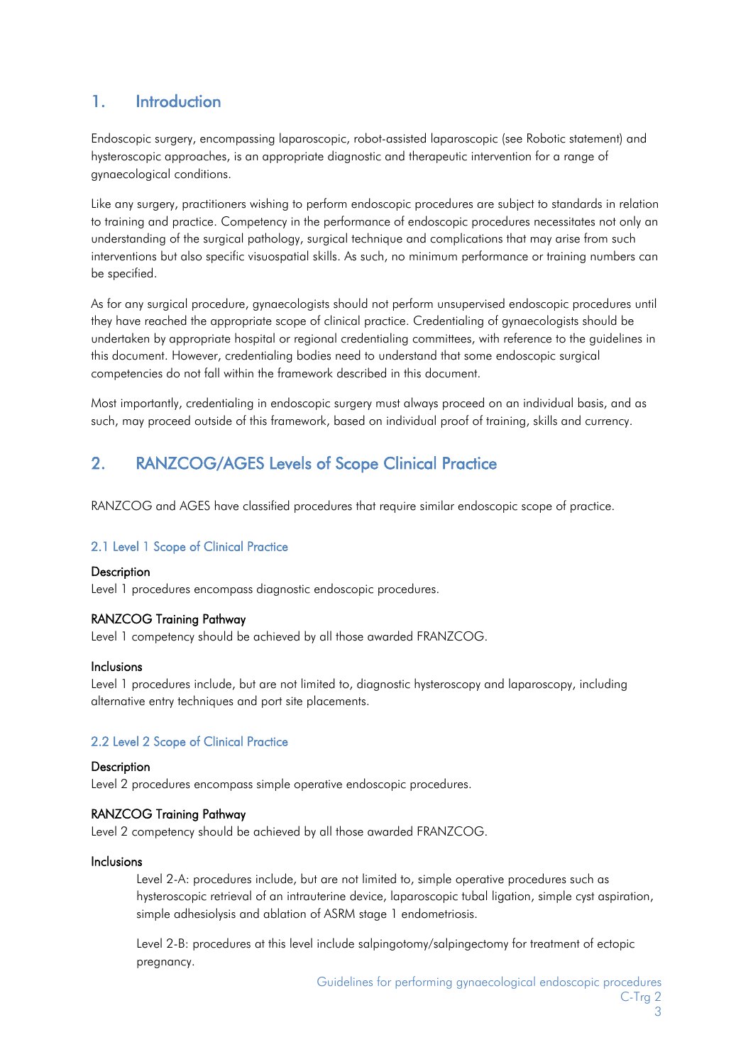## 1. Introduction

Endoscopic surgery, encompassing laparoscopic, robot-assisted laparoscopic (see Robotic statement) and hysteroscopic approaches, is an appropriate diagnostic and therapeutic intervention for a range of gynaecological conditions.

Like any surgery, practitioners wishing to perform endoscopic procedures are subject to standards in relation to training and practice. Competency in the performance of endoscopic procedures necessitates not only an understanding of the surgical pathology, surgical technique and complications that may arise from such interventions but also specific visuospatial skills. As such, no minimum performance or training numbers can be specified.

As for any surgical procedure, gynaecologists should not perform unsupervised endoscopic procedures until they have reached the appropriate scope of clinical practice. Credentialing of gynaecologists should be undertaken by appropriate hospital or regional credentialing committees, with reference to the guidelines in this document. However, credentialing bodies need to understand that some endoscopic surgical competencies do not fall within the framework described in this document.

Most importantly, credentialing in endoscopic surgery must always proceed on an individual basis, and as such, may proceed outside of this framework, based on individual proof of training, skills and currency.

## 2. RANZCOG/AGES Levels of Scope Clinical Practice

RANZCOG and AGES have classified procedures that require similar endoscopic scope of practice.

### 2.1 Level 1 Scope of Clinical Practice

**Description**
Level 1 procedures encompass diagnostic endoscopic procedures.

**RANZCOG Training Pathway**
Level 1 competency should be achieved by all those awarded FRANZCOG.

**Inclusions**
Level 1 procedures include, but are not limited to, diagnostic hysteroscopy and laparoscopy, including alternative entry techniques and port site placements.

### 2.2 Level 2 Scope of Clinical Practice

**Description**
Level 2 procedures encompass simple operative endoscopic procedures.

**RANZCOG Training Pathway**
Level 2 competency should be achieved by all those awarded FRANZCOG.

**Inclusions**

Level 2-A: procedures include, but are not limited to, simple operative procedures such as hysteroscopic retrieval of an intrauterine device, laparoscopic tubal ligation, simple cyst aspiration, simple adhesiolysis and ablation of ASRM stage 1 endometriosis.

Level 2-B: procedures at this level include salpingotomy/salpingectomy for treatment of ectopic pregnancy.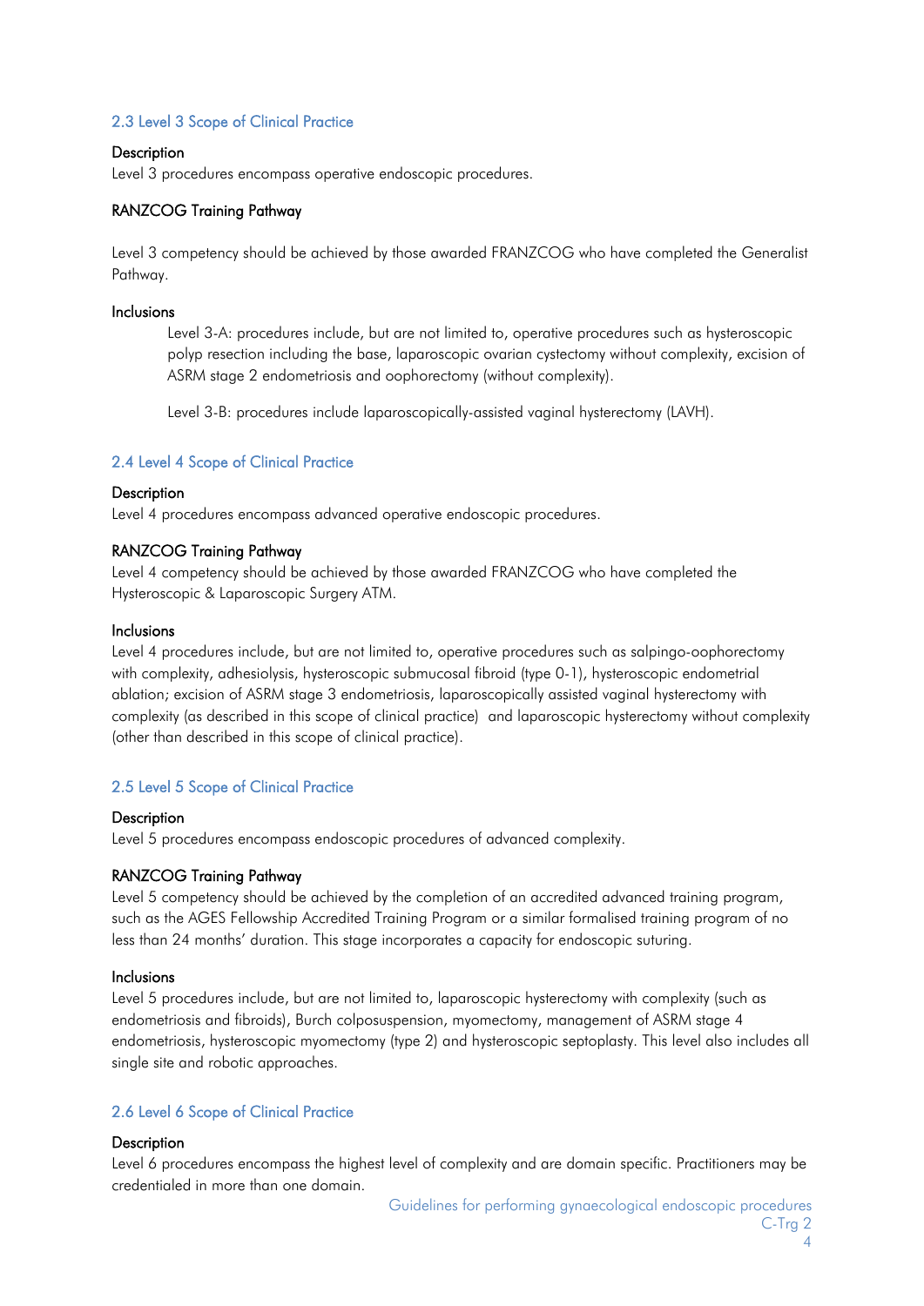## 2.3 Level 3 Scope of Clinical Practice

**Description**

Level 3 procedures encompass operative endoscopic procedures.

**RANZCOG Training Pathway**

Level 3 competency should be achieved by those awarded FRANZCOG who have completed the Generalist Pathway.

**Inclusions**

> Level 3-A: procedures include, but are not limited to, operative procedures such as hysteroscopic polyp resection including the base, laparoscopic ovarian cystectomy without complexity, excision of ASRM stage 2 endometriosis and oophorectomy (without complexity).
>
> Level 3-B: procedures include laparoscopically-assisted vaginal hysterectomy (LAVH).

## 2.4 Level 4 Scope of Clinical Practice

**Description**

Level 4 procedures encompass advanced operative endoscopic procedures.

**RANZCOG Training Pathway**

Level 4 competency should be achieved by those awarded FRANZCOG who have completed the Hysteroscopic & Laparoscopic Surgery ATM.

**Inclusions**

Level 4 procedures include, but are not limited to, operative procedures such as salpingo-oophorectomy with complexity, adhesiolysis, hysteroscopic submucosal fibroid (type 0-1), hysteroscopic endometrial ablation; excision of ASRM stage 3 endometriosis, laparoscopically assisted vaginal hysterectomy with complexity (as described in this scope of clinical practice) and laparoscopic hysterectomy without complexity (other than described in this scope of clinical practice).

## 2.5 Level 5 Scope of Clinical Practice

**Description**

Level 5 procedures encompass endoscopic procedures of advanced complexity.

**RANZCOG Training Pathway**

Level 5 competency should be achieved by the completion of an accredited advanced training program, such as the AGES Fellowship Accredited Training Program or a similar formalised training program of no less than 24 months' duration. This stage incorporates a capacity for endoscopic suturing.

**Inclusions**

Level 5 procedures include, but are not limited to, laparoscopic hysterectomy with complexity (such as endometriosis and fibroids), Burch colposuspension, myomectomy, management of ASRM stage 4 endometriosis, hysteroscopic myomectomy (type 2) and hysteroscopic septoplasty. This level also includes all single site and robotic approaches.

## 2.6 Level 6 Scope of Clinical Practice

**Description**

Level 6 procedures encompass the highest level of complexity and are domain specific. Practitioners may be credentialed in more than one domain.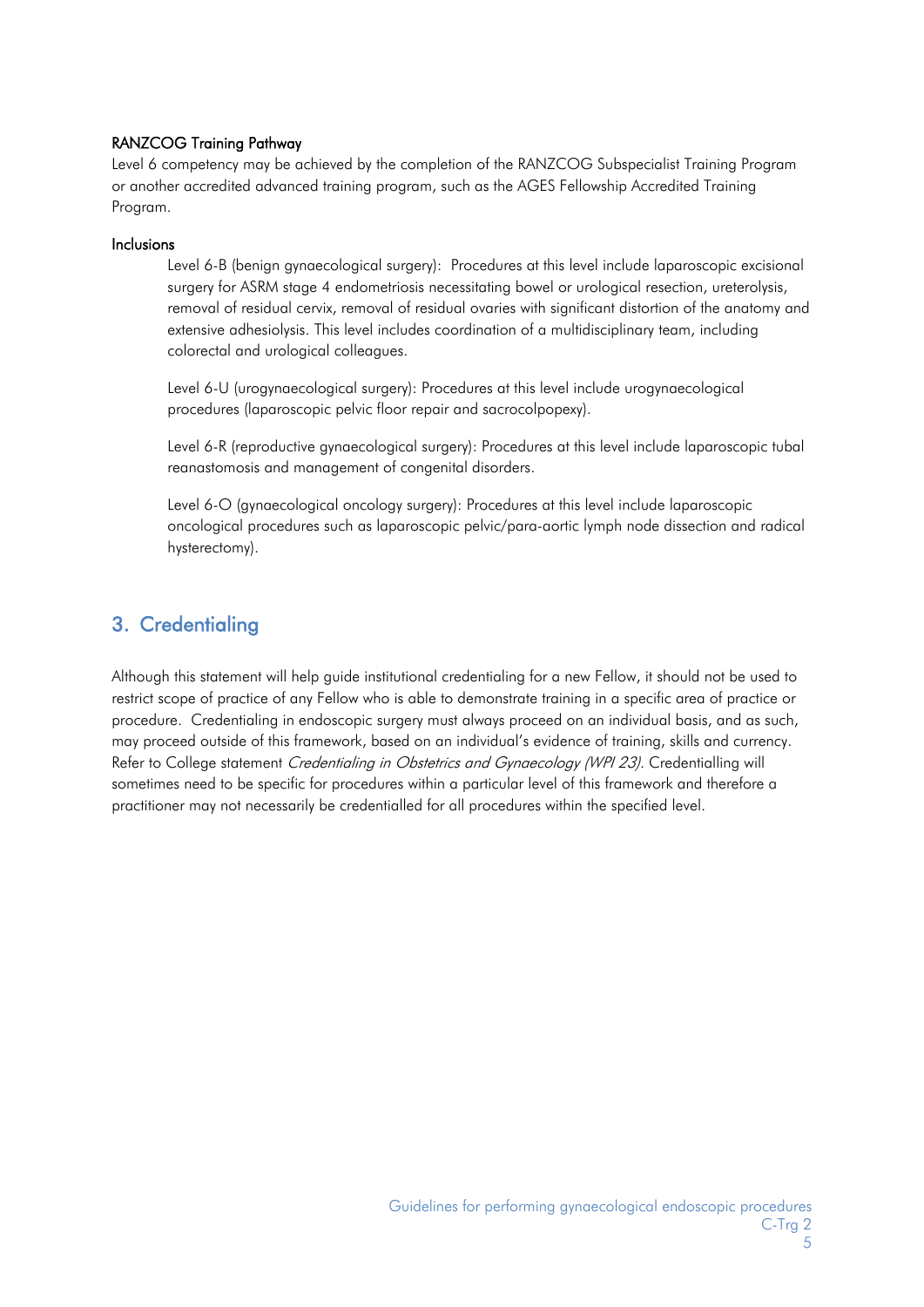**RANZCOG Training Pathway**

Level 6 competency may be achieved by the completion of the RANZCOG Subspecialist Training Program or another accredited advanced training program, such as the AGES Fellowship Accredited Training Program.

**Inclusions**

Level 6-B (benign gynaecological surgery): Procedures at this level include laparoscopic excisional surgery for ASRM stage 4 endometriosis necessitating bowel or urological resection, ureterolysis, removal of residual cervix, removal of residual ovaries with significant distortion of the anatomy and extensive adhesiolysis. This level includes coordination of a multidisciplinary team, including colorectal and urological colleagues.

Level 6-U (urogynaecological surgery): Procedures at this level include urogynaecological procedures (laparoscopic pelvic floor repair and sacrocolpopexy).

Level 6-R (reproductive gynaecological surgery): Procedures at this level include laparoscopic tubal reanastomosis and management of congenital disorders.

Level 6-O (gynaecological oncology surgery): Procedures at this level include laparoscopic oncological procedures such as laparoscopic pelvic/para-aortic lymph node dissection and radical hysterectomy).

## 3. Credentialing

Although this statement will help guide institutional credentialing for a new Fellow, it should not be used to restrict scope of practice of any Fellow who is able to demonstrate training in a specific area of practice or procedure. Credentialing in endoscopic surgery must always proceed on an individual basis, and as such, may proceed outside of this framework, based on an individual's evidence of training, skills and currency. Refer to College statement *Credentialing in Obstetrics and Gynaecology (WPI 23).* Credentialling will sometimes need to be specific for procedures within a particular level of this framework and therefore a practitioner may not necessarily be credentialled for all procedures within the specified level.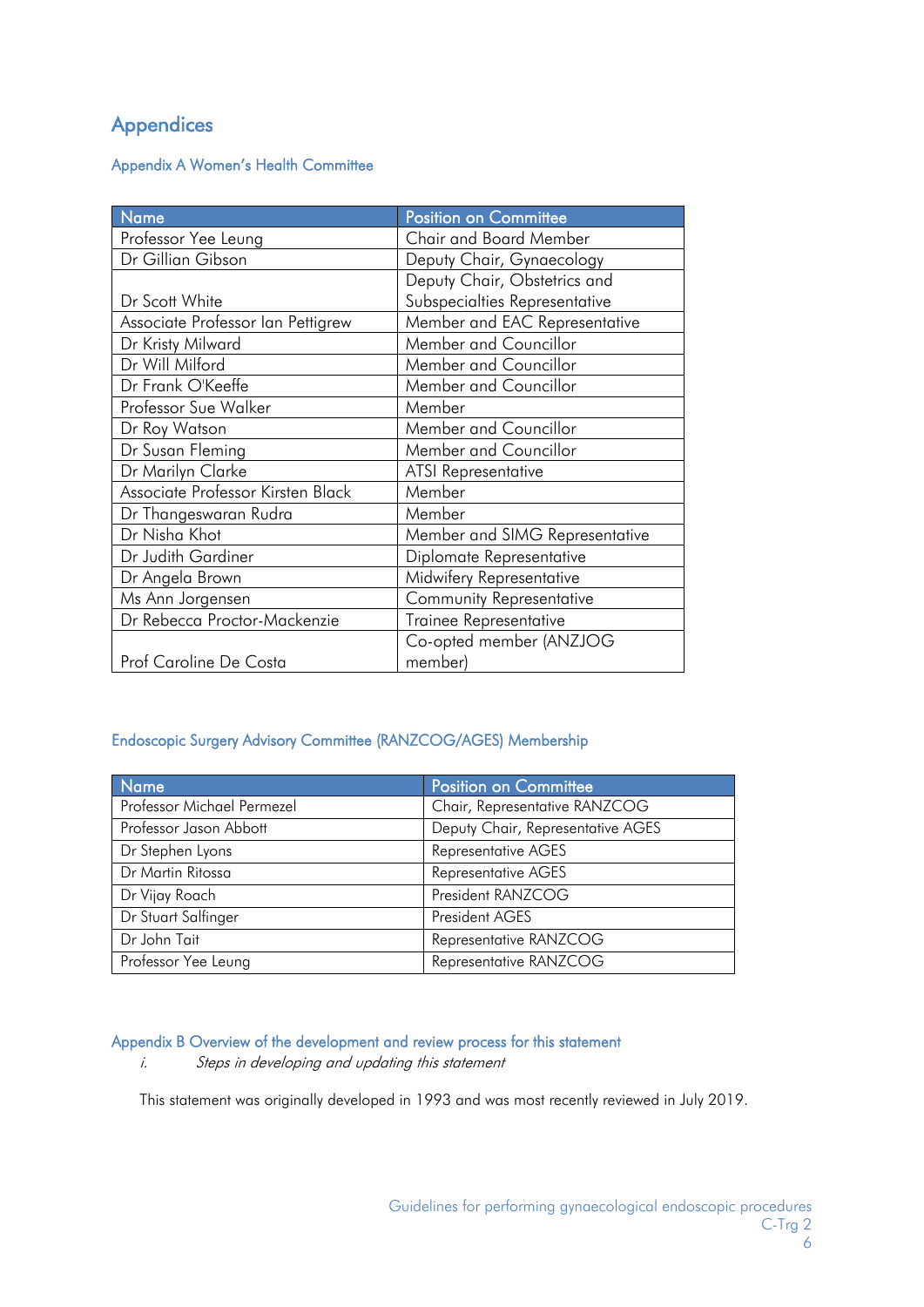## Appendices

### Appendix A Women's Health Committee

| Name | Position on Committee |
|---|---|
| Professor Yee Leung | Chair and Board Member |
| Dr Gillian Gibson | Deputy Chair, Gynaecology |
| Dr Scott White | Deputy Chair, Obstetrics and Subspecialties Representative |
| Associate Professor Ian Pettigrew | Member and EAC Representative |
| Dr Kristy Milward | Member and Councillor |
| Dr Will Milford | Member and Councillor |
| Dr Frank O'Keeffe | Member and Councillor |
| Professor Sue Walker | Member |
| Dr Roy Watson | Member and Councillor |
| Dr Susan Fleming | Member and Councillor |
| Dr Marilyn Clarke | ATSI Representative |
| Associate Professor Kirsten Black | Member |
| Dr Thangeswaran Rudra | Member |
| Dr Nisha Khot | Member and SIMG Representative |
| Dr Judith Gardiner | Diplomate Representative |
| Dr Angela Brown | Midwifery Representative |
| Ms Ann Jorgensen | Community Representative |
| Dr Rebecca Proctor-Mackenzie | Trainee Representative |
| Prof Caroline De Costa | Co-opted member (ANZJOG member) |

### Endoscopic Surgery Advisory Committee (RANZCOG/AGES) Membership

| Name | Position on Committee |
|---|---|
| Professor Michael Permezel | Chair, Representative RANZCOG |
| Professor Jason Abbott | Deputy Chair, Representative AGES |
| Dr Stephen Lyons | Representative AGES |
| Dr Martin Ritossa | Representative AGES |
| Dr Vijay Roach | President RANZCOG |
| Dr Stuart Salfinger | President AGES |
| Dr John Tait | Representative RANZCOG |
| Professor Yee Leung | Representative RANZCOG |

### Appendix B Overview of the development and review process for this statement

*i. Steps in developing and updating this statement*

This statement was originally developed in 1993 and was most recently reviewed in July 2019.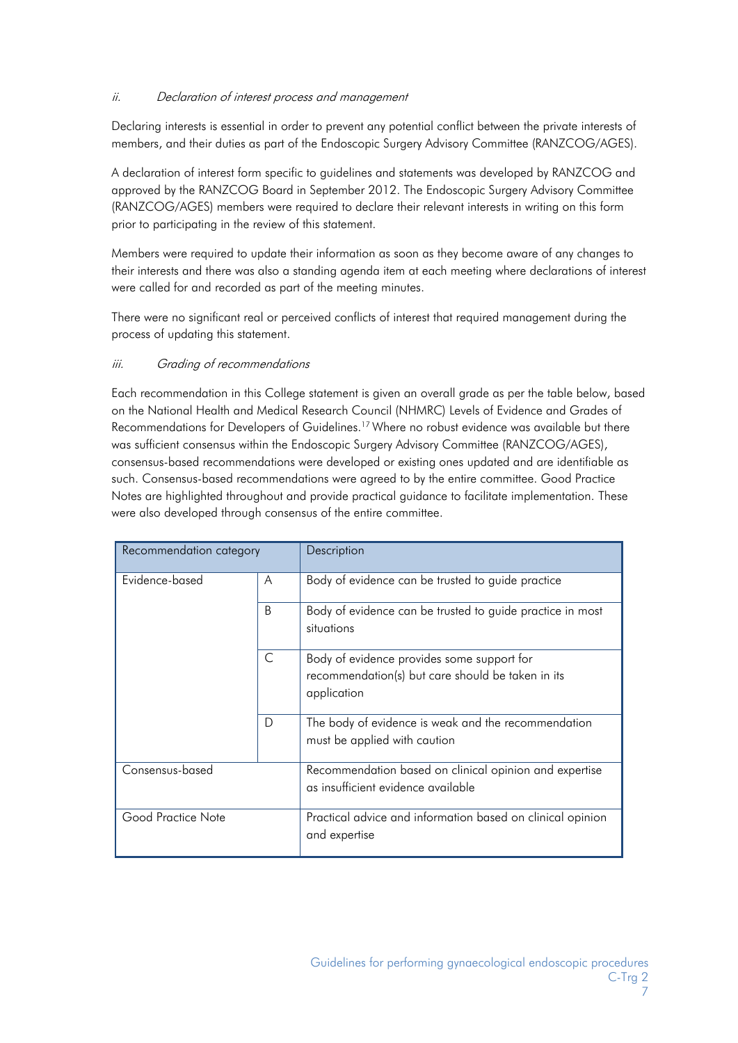#### *ii. Declaration of interest process and management*

Declaring interests is essential in order to prevent any potential conflict between the private interests of members, and their duties as part of the Endoscopic Surgery Advisory Committee (RANZCOG/AGES).

A declaration of interest form specific to guidelines and statements was developed by RANZCOG and approved by the RANZCOG Board in September 2012. The Endoscopic Surgery Advisory Committee (RANZCOG/AGES) members were required to declare their relevant interests in writing on this form prior to participating in the review of this statement.

Members were required to update their information as soon as they become aware of any changes to their interests and there was also a standing agenda item at each meeting where declarations of interest were called for and recorded as part of the meeting minutes.

There were no significant real or perceived conflicts of interest that required management during the process of updating this statement.

#### *iii. Grading of recommendations*

Each recommendation in this College statement is given an overall grade as per the table below, based on the National Health and Medical Research Council (NHMRC) Levels of Evidence and Grades of Recommendations for Developers of Guidelines.[17] Where no robust evidence was available but there was sufficient consensus within the Endoscopic Surgery Advisory Committee (RANZCOG/AGES), consensus-based recommendations were developed or existing ones updated and are identifiable as such. Consensus-based recommendations were agreed to by the entire committee. Good Practice Notes are highlighted throughout and provide practical guidance to facilitate implementation. These were also developed through consensus of the entire committee.

| Recommendation category | | Description |
|---|---|---|
| Evidence-based | A | Body of evidence can be trusted to guide practice |
| | B | Body of evidence can be trusted to guide practice in most situations |
| | C | Body of evidence provides some support for recommendation(s) but care should be taken in its application |
| | D | The body of evidence is weak and the recommendation must be applied with caution |
| Consensus-based | | Recommendation based on clinical opinion and expertise as insufficient evidence available |
| Good Practice Note | | Practical advice and information based on clinical opinion and expertise |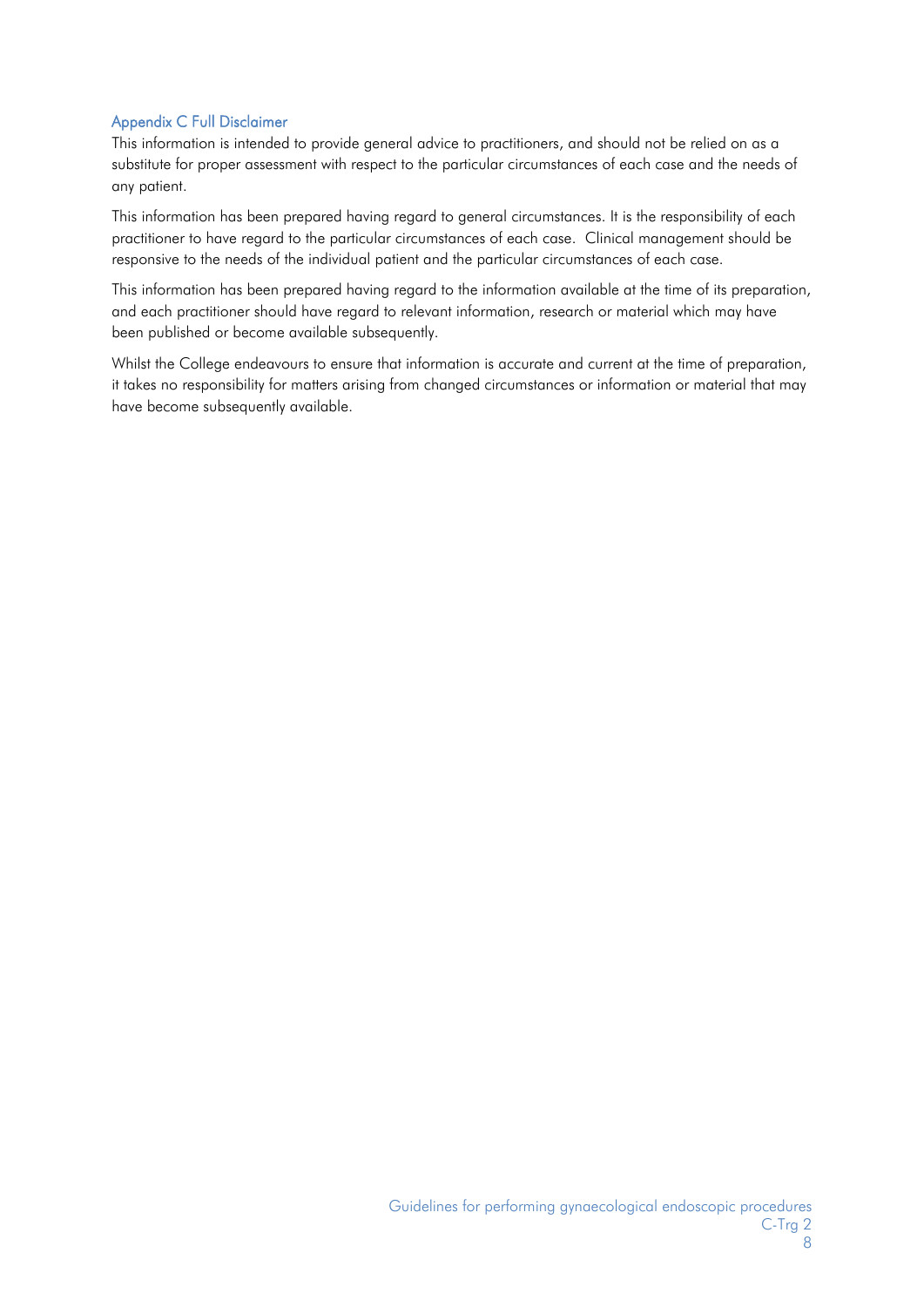## Appendix C Full Disclaimer

This information is intended to provide general advice to practitioners, and should not be relied on as a substitute for proper assessment with respect to the particular circumstances of each case and the needs of any patient.

This information has been prepared having regard to general circumstances. It is the responsibility of each practitioner to have regard to the particular circumstances of each case. Clinical management should be responsive to the needs of the individual patient and the particular circumstances of each case.

This information has been prepared having regard to the information available at the time of its preparation, and each practitioner should have regard to relevant information, research or material which may have been published or become available subsequently.

Whilst the College endeavours to ensure that information is accurate and current at the time of preparation, it takes no responsibility for matters arising from changed circumstances or information or material that may have become subsequently available.